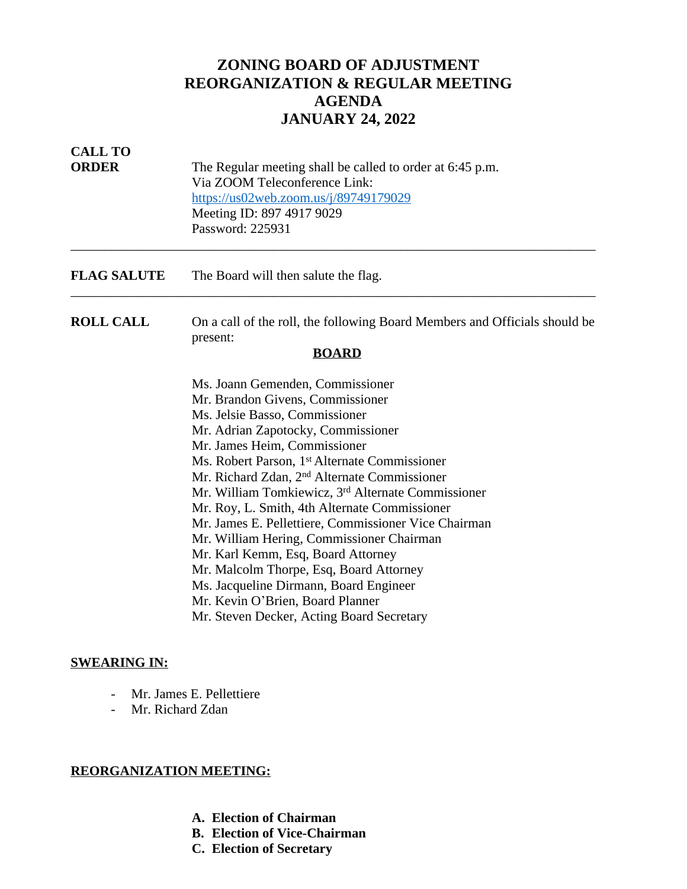# ZONING BOARD OF ADJUSTMENT
# REORGANIZATION & REGULAR MEETING
# AGENDA
# JANUARY 24, 2022

**CALL TO ORDER**

The Regular meeting shall be called to order at 6:45 p.m.
Via ZOOM Teleconference Link:
https://us02web.zoom.us/j/89749179029
Meeting ID: 897 4917 9029
Password: 225931

---

**FLAG SALUTE**

The Board will then salute the flag.

---

**ROLL CALL**

On a call of the roll, the following Board Members and Officials should be present:

**BOARD**

Ms. Joann Gemenden, Commissioner
Mr. Brandon Givens, Commissioner
Ms. Jelsie Basso, Commissioner
Mr. Adrian Zapotocky, Commissioner
Mr. James Heim, Commissioner
Ms. Robert Parson, 1st Alternate Commissioner
Mr. Richard Zdan, 2nd Alternate Commissioner
Mr. William Tomkiewicz, 3rd Alternate Commissioner
Mr. Roy, L. Smith, 4th Alternate Commissioner
Mr. James E. Pellettiere, Commissioner Vice Chairman
Mr. William Hering, Commissioner Chairman
Mr. Karl Kemm, Esq, Board Attorney
Mr. Malcolm Thorpe, Esq, Board Attorney
Ms. Jacqueline Dirmann, Board Engineer
Mr. Kevin O'Brien, Board Planner
Mr. Steven Decker, Acting Board Secretary

**SWEARING IN:**

- Mr. James E. Pellettiere
- Mr. Richard Zdan

**REORGANIZATION MEETING:**

**A. Election of Chairman**
**B. Election of Vice-Chairman**
**C. Election of Secretary**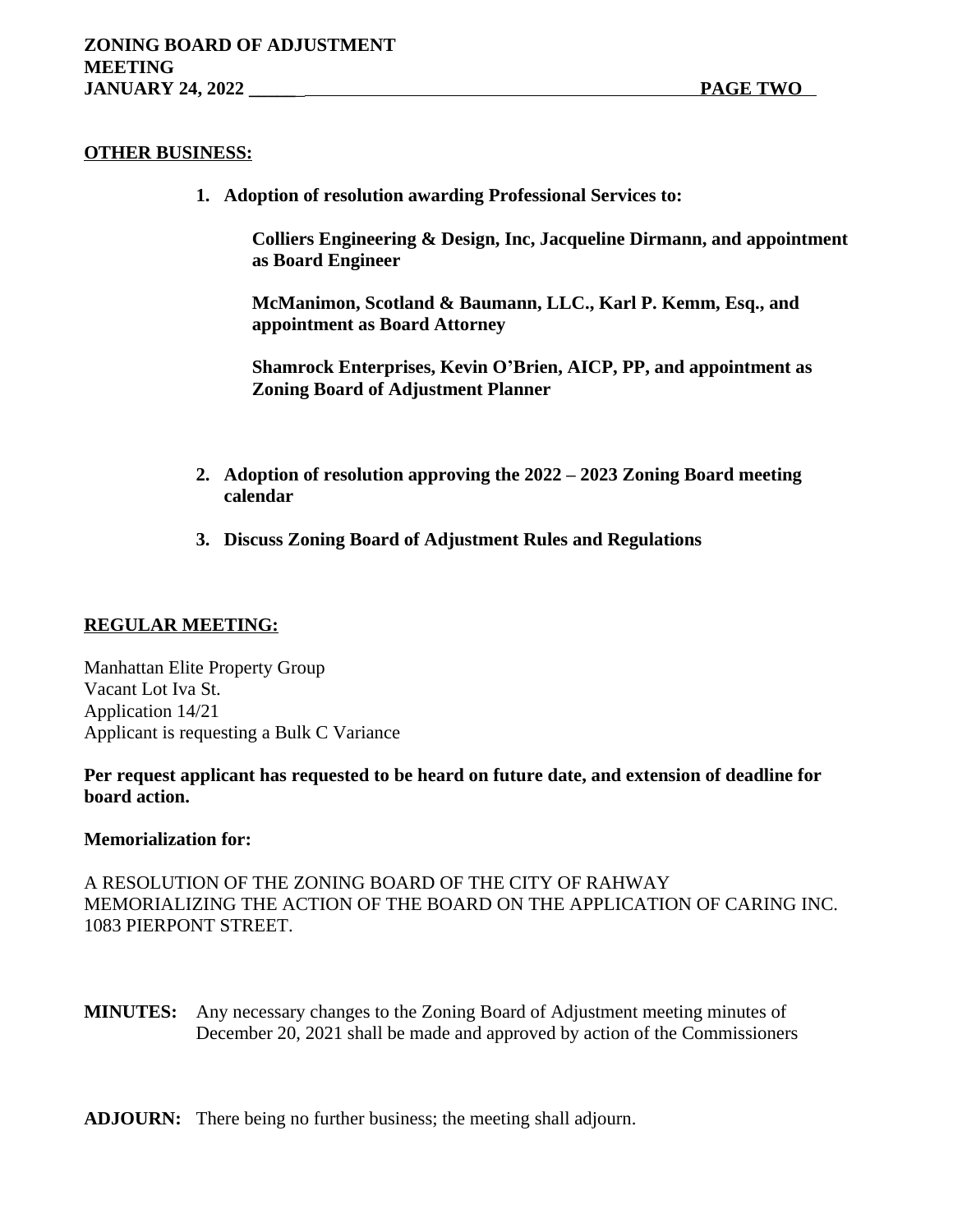**OTHER BUSINESS:**

1. **Adoption of resolution awarding Professional Services to:**

   **Colliers Engineering & Design, Inc, Jacqueline Dirmann, and appointment as Board Engineer**

   **McManimon, Scotland & Baumann, LLC., Karl P. Kemm, Esq., and appointment as Board Attorney**

   **Shamrock Enterprises, Kevin O'Brien, AICP, PP, and appointment as Zoning Board of Adjustment Planner**

2. **Adoption of resolution approving the 2022 – 2023 Zoning Board meeting calendar**

3. **Discuss Zoning Board of Adjustment Rules and Regulations**

**REGULAR MEETING:**

Manhattan Elite Property Group
Vacant Lot Iva St.
Application 14/21
Applicant is requesting a Bulk C Variance

**Per request applicant has requested to be heard on future date, and extension of deadline for board action.**

**Memorialization for:**

A RESOLUTION OF THE ZONING BOARD OF THE CITY OF RAHWAY MEMORIALIZING THE ACTION OF THE BOARD ON THE APPLICATION OF CARING INC. 1083 PIERPONT STREET.

**MINUTES:** Any necessary changes to the Zoning Board of Adjustment meeting minutes of December 20, 2021 shall be made and approved by action of the Commissioners

**ADJOURN:** There being no further business; the meeting shall adjourn.